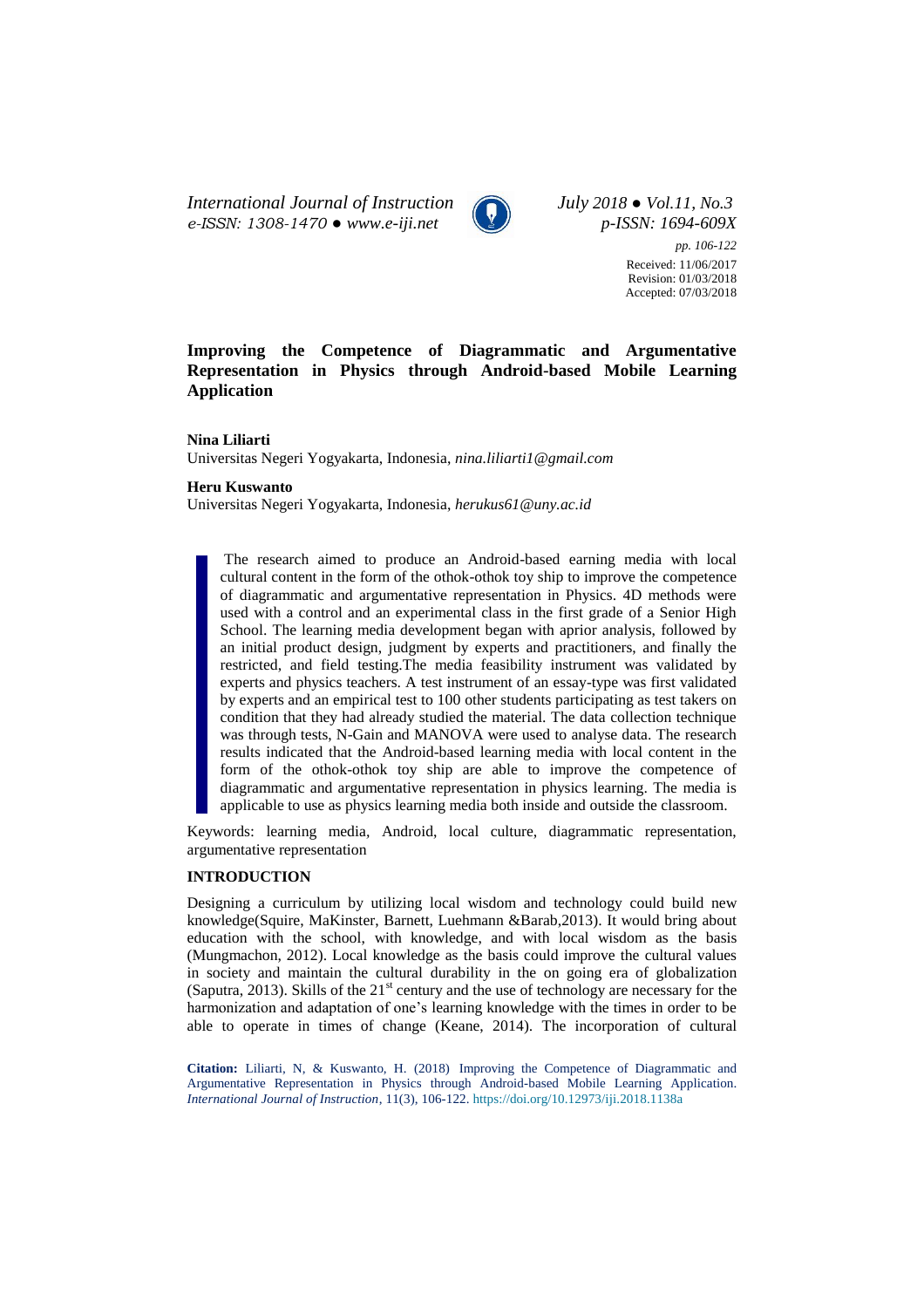# Improving the Competence of Diagrammatic and Argumentative Representation in Physics through Android-based Mobile Learning Application

**Nina Liliarti**
Universitas Negeri Yogyakarta, Indonesia, *nina.liliarti1@gmail.com*

**Heru Kuswanto**
Universitas Negeri Yogyakarta, Indonesia, *herukus61@uny.ac.id*

Received: 11/06/2017
Revision: 01/03/2018
Accepted: 07/03/2018

> The research aimed to produce an Android-based earning media with local cultural content in the form of the othok-othok toy ship to improve the competence of diagrammatic and argumentative representation in Physics. 4D methods were used with a control and an experimental class in the first grade of a Senior High School. The learning media development began with aprior analysis, followed by an initial product design, judgment by experts and practitioners, and finally the restricted, and field testing.The media feasibility instrument was validated by experts and physics teachers. A test instrument of an essay-type was first validated by experts and an empirical test to 100 other students participating as test takers on condition that they had already studied the material. The data collection technique was through tests, N-Gain and MANOVA were used to analyse data. The research results indicated that the Android-based learning media with local content in the form of the othok-othok toy ship are able to improve the competence of diagrammatic and argumentative representation in physics learning. The media is applicable to use as physics learning media both inside and outside the classroom.

Keywords: learning media, Android, local culture, diagrammatic representation, argumentative representation

## INTRODUCTION

Designing a curriculum by utilizing local wisdom and technology could build new knowledge(Squire, MaKinster, Barnett, Luehmann &Barab,2013). It would bring about education with the school, with knowledge, and with local wisdom as the basis (Mungmachon, 2012). Local knowledge as the basis could improve the cultural values in society and maintain the cultural durability in the on going era of globalization (Saputra, 2013). Skills of the $21^{st}$ century and the use of technology are necessary for the harmonization and adaptation of one's learning knowledge with the times in order to be able to operate in times of change (Keane, 2014). The incorporation of cultural

**Citation:** Liliarti, N, & Kuswanto, H. (2018) Improving the Competence of Diagrammatic and Argumentative Representation in Physics through Android-based Mobile Learning Application. *International Journal of Instruction*, 11(3), 106-122. https://doi.org/10.12973/iji.2018.1138a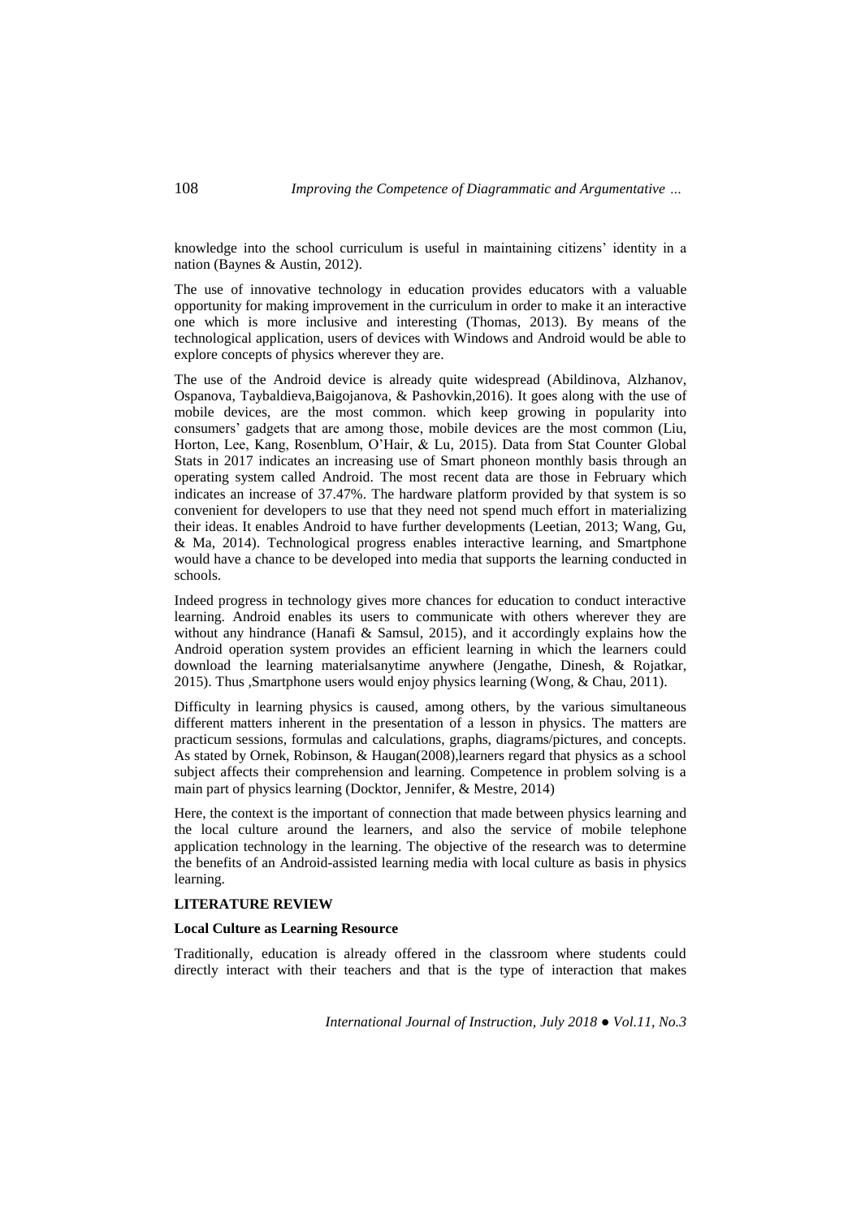knowledge into the school curriculum is useful in maintaining citizens' identity in a nation (Baynes & Austin, 2012).

The use of innovative technology in education provides educators with a valuable opportunity for making improvement in the curriculum in order to make it an interactive one which is more inclusive and interesting (Thomas, 2013). By means of the technological application, users of devices with Windows and Android would be able to explore concepts of physics wherever they are.

The use of the Android device is already quite widespread (Abildinova, Alzhanov, Ospanova, Taybaldieva,Baigojanova, & Pashovkin,2016). It goes along with the use of mobile devices, are the most common. which keep growing in popularity into consumers' gadgets that are among those, mobile devices are the most common (Liu, Horton, Lee, Kang, Rosenblum, O'Hair, & Lu, 2015). Data from Stat Counter Global Stats in 2017 indicates an increasing use of Smart phoneon monthly basis through an operating system called Android. The most recent data are those in February which indicates an increase of 37.47%. The hardware platform provided by that system is so convenient for developers to use that they need not spend much effort in materializing their ideas. It enables Android to have further developments (Leetian, 2013; Wang, Gu, & Ma, 2014). Technological progress enables interactive learning, and Smartphone would have a chance to be developed into media that supports the learning conducted in schools.

Indeed progress in technology gives more chances for education to conduct interactive learning. Android enables its users to communicate with others wherever they are without any hindrance (Hanafi & Samsul, 2015), and it accordingly explains how the Android operation system provides an efficient learning in which the learners could download the learning materialsanytime anywhere (Jengathe, Dinesh, & Rojatkar, 2015). Thus ,Smartphone users would enjoy physics learning (Wong, & Chau, 2011).

Difficulty in learning physics is caused, among others, by the various simultaneous different matters inherent in the presentation of a lesson in physics. The matters are practicum sessions, formulas and calculations, graphs, diagrams/pictures, and concepts. As stated by Ornek, Robinson, & Haugan(2008),learners regard that physics as a school subject affects their comprehension and learning. Competence in problem solving is a main part of physics learning (Docktor, Jennifer, & Mestre, 2014)

Here, the context is the important of connection that made between physics learning and the local culture around the learners, and also the service of mobile telephone application technology in the learning. The objective of the research was to determine the benefits of an Android-assisted learning media with local culture as basis in physics learning.

## LITERATURE REVIEW

### Local Culture as Learning Resource

Traditionally, education is already offered in the classroom where students could directly interact with their teachers and that is the type of interaction that makes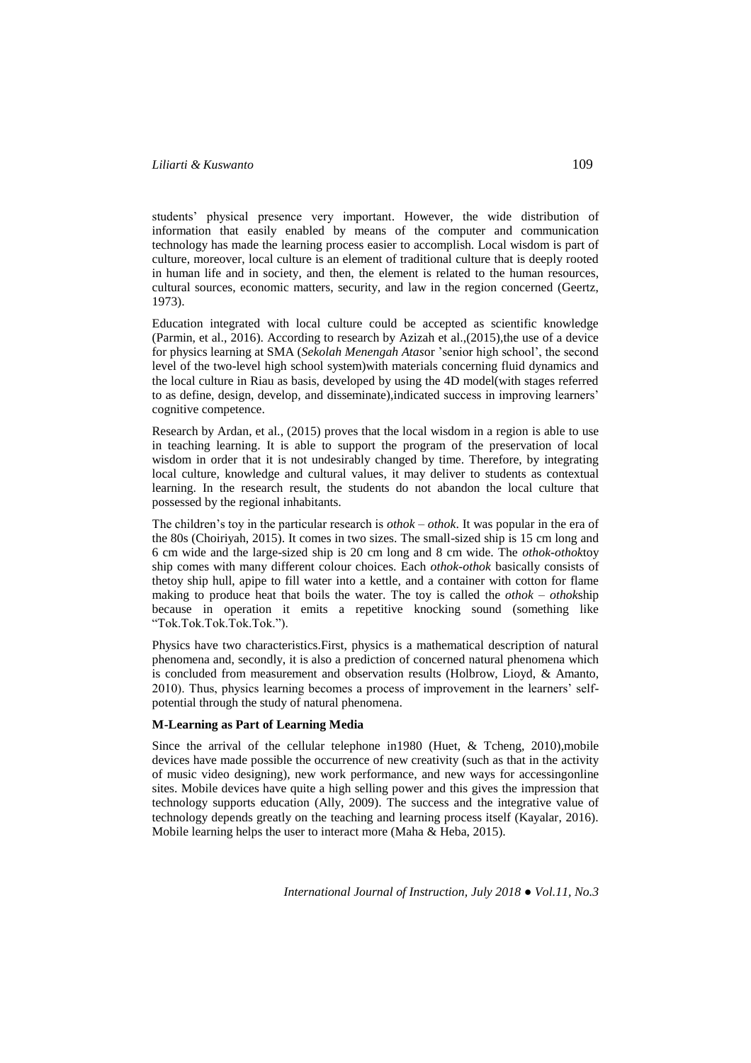students' physical presence very important. However, the wide distribution of information that easily enabled by means of the computer and communication technology has made the learning process easier to accomplish. Local wisdom is part of culture, moreover, local culture is an element of traditional culture that is deeply rooted in human life and in society, and then, the element is related to the human resources, cultural sources, economic matters, security, and law in the region concerned (Geertz, 1973).

Education integrated with local culture could be accepted as scientific knowledge (Parmin, et al., 2016). According to research by Azizah et al.,(2015),the use of a device for physics learning at SMA (*Sekolah Menengah Atas*or 'senior high school', the second level of the two-level high school system)with materials concerning fluid dynamics and the local culture in Riau as basis, developed by using the 4D model(with stages referred to as define, design, develop, and disseminate),indicated success in improving learners' cognitive competence.

Research by Ardan, et al., (2015) proves that the local wisdom in a region is able to use in teaching learning. It is able to support the program of the preservation of local wisdom in order that it is not undesirably changed by time. Therefore, by integrating local culture, knowledge and cultural values, it may deliver to students as contextual learning. In the research result, the students do not abandon the local culture that possessed by the regional inhabitants.

The children's toy in the particular research is *othok – othok*. It was popular in the era of the 80s (Choiriyah, 2015). It comes in two sizes. The small-sized ship is 15 cm long and 6 cm wide and the large-sized ship is 20 cm long and 8 cm wide. The *othok-othok*toy ship comes with many different colour choices. Each *othok-othok* basically consists of thetoy ship hull, apipe to fill water into a kettle, and a container with cotton for flame making to produce heat that boils the water. The toy is called the *othok – othok*ship because in operation it emits a repetitive knocking sound (something like "Tok.Tok.Tok.Tok.Tok.").

Physics have two characteristics.First, physics is a mathematical description of natural phenomena and, secondly, it is also a prediction of concerned natural phenomena which is concluded from measurement and observation results (Holbrow, Lioyd, & Amanto, 2010). Thus, physics learning becomes a process of improvement in the learners' self-potential through the study of natural phenomena.

**M-Learning as Part of Learning Media**

Since the arrival of the cellular telephone in1980 (Huet, & Tcheng, 2010),mobile devices have made possible the occurrence of new creativity (such as that in the activity of music video designing), new work performance, and new ways for accessingonline sites. Mobile devices have quite a high selling power and this gives the impression that technology supports education (Ally, 2009). The success and the integrative value of technology depends greatly on the teaching and learning process itself (Kayalar, 2016). Mobile learning helps the user to interact more (Maha & Heba, 2015).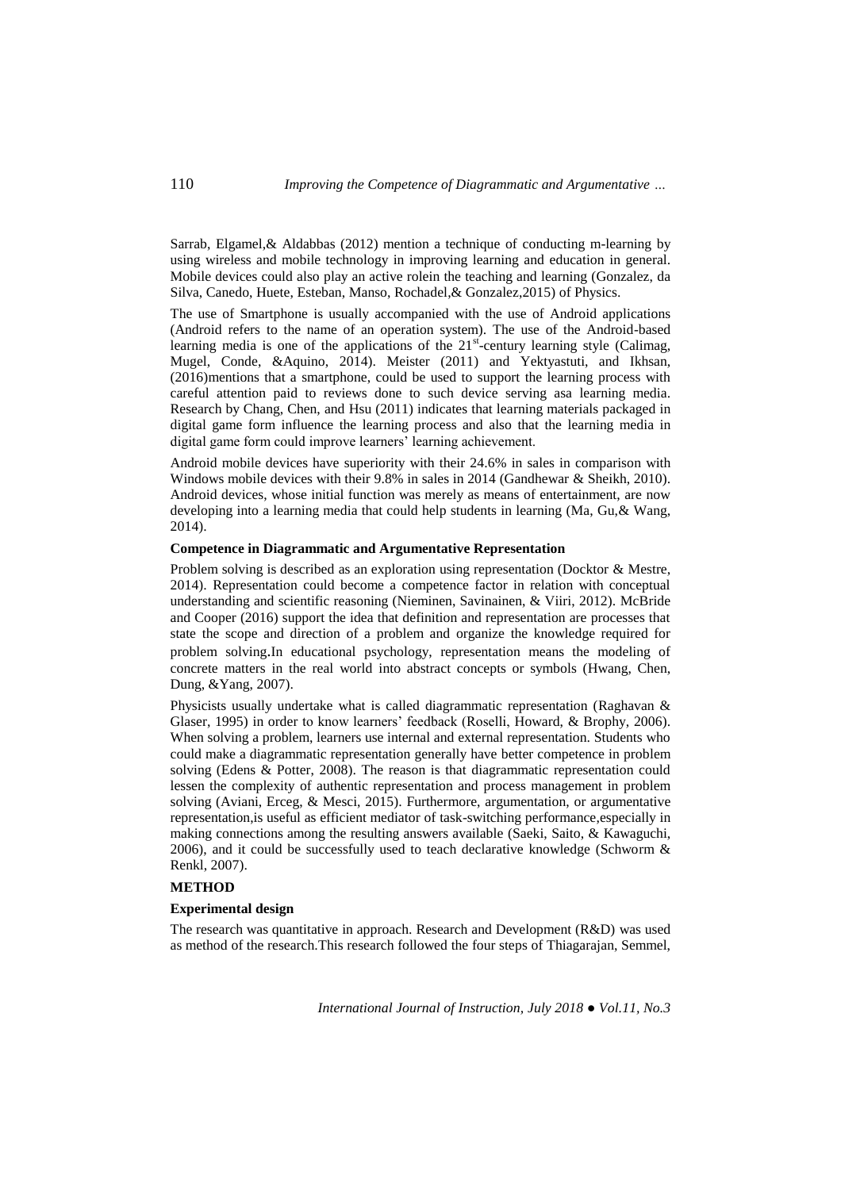Sarrab, Elgamel,& Aldabbas (2012) mention a technique of conducting m-learning by using wireless and mobile technology in improving learning and education in general. Mobile devices could also play an active rolein the teaching and learning (Gonzalez, da Silva, Canedo, Huete, Esteban, Manso, Rochadel,& Gonzalez,2015) of Physics.

The use of Smartphone is usually accompanied with the use of Android applications (Android refers to the name of an operation system). The use of the Android-based learning media is one of the applications of the 21st-century learning style (Calimag, Mugel, Conde, &Aquino, 2014). Meister (2011) and Yektyastuti, and Ikhsan, (2016)mentions that a smartphone, could be used to support the learning process with careful attention paid to reviews done to such device serving asa learning media. Research by Chang, Chen, and Hsu (2011) indicates that learning materials packaged in digital game form influence the learning process and also that the learning media in digital game form could improve learners' learning achievement.

Android mobile devices have superiority with their 24.6% in sales in comparison with Windows mobile devices with their 9.8% in sales in 2014 (Gandhewar & Sheikh, 2010). Android devices, whose initial function was merely as means of entertainment, are now developing into a learning media that could help students in learning (Ma, Gu,& Wang, 2014).

### Competence in Diagrammatic and Argumentative Representation

Problem solving is described as an exploration using representation (Docktor & Mestre, 2014). Representation could become a competence factor in relation with conceptual understanding and scientific reasoning (Nieminen, Savinainen, & Viiri, 2012). McBride and Cooper (2016) support the idea that definition and representation are processes that state the scope and direction of a problem and organize the knowledge required for problem solving.In educational psychology, representation means the modeling of concrete matters in the real world into abstract concepts or symbols (Hwang, Chen, Dung, &Yang, 2007).

Physicists usually undertake what is called diagrammatic representation (Raghavan & Glaser, 1995) in order to know learners' feedback (Roselli, Howard, & Brophy, 2006). When solving a problem, learners use internal and external representation. Students who could make a diagrammatic representation generally have better competence in problem solving (Edens & Potter, 2008). The reason is that diagrammatic representation could lessen the complexity of authentic representation and process management in problem solving (Aviani, Erceg, & Mesci, 2015). Furthermore, argumentation, or argumentative representation,is useful as efficient mediator of task-switching performance,especially in making connections among the resulting answers available (Saeki, Saito, & Kawaguchi, 2006), and it could be successfully used to teach declarative knowledge (Schworm & Renkl, 2007).

## METHOD

### Experimental design

The research was quantitative in approach. Research and Development (R&D) was used as method of the research.This research followed the four steps of Thiagarajan, Semmel,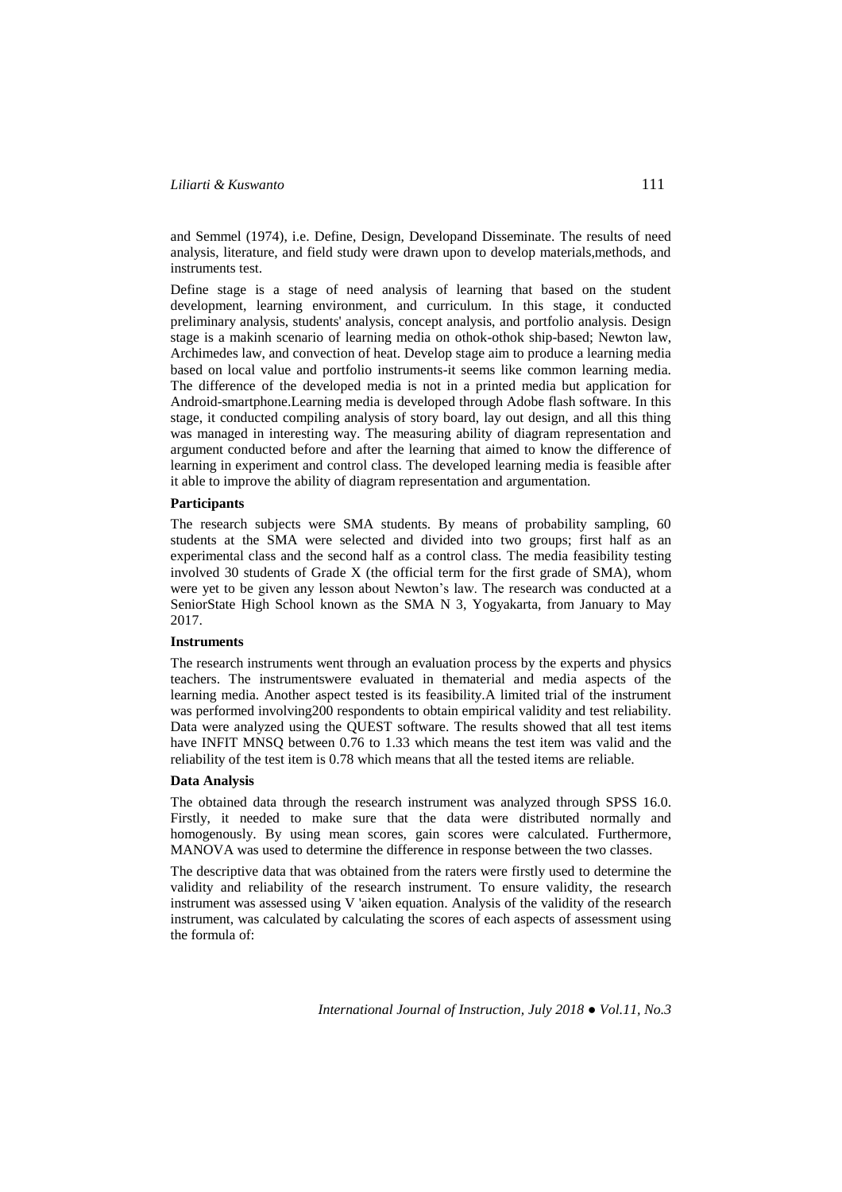and Semmel (1974), i.e. Define, Design, Developand Disseminate. The results of need analysis, literature, and field study were drawn upon to develop materials,methods, and instruments test.

Define stage is a stage of need analysis of learning that based on the student development, learning environment, and curriculum. In this stage, it conducted preliminary analysis, students' analysis, concept analysis, and portfolio analysis. Design stage is a makinh scenario of learning media on othok-othok ship-based; Newton law, Archimedes law, and convection of heat. Develop stage aim to produce a learning media based on local value and portfolio instruments-it seems like common learning media. The difference of the developed media is not in a printed media but application for Android-smartphone.Learning media is developed through Adobe flash software. In this stage, it conducted compiling analysis of story board, lay out design, and all this thing was managed in interesting way. The measuring ability of diagram representation and argument conducted before and after the learning that aimed to know the difference of learning in experiment and control class. The developed learning media is feasible after it able to improve the ability of diagram representation and argumentation.

**Participants**

The research subjects were SMA students. By means of probability sampling, 60 students at the SMA were selected and divided into two groups; first half as an experimental class and the second half as a control class. The media feasibility testing involved 30 students of Grade X (the official term for the first grade of SMA), whom were yet to be given any lesson about Newton's law. The research was conducted at a SeniorState High School known as the SMA N 3, Yogyakarta, from January to May 2017.

**Instruments**

The research instruments went through an evaluation process by the experts and physics teachers. The instrumentswere evaluated in thematerial and media aspects of the learning media. Another aspect tested is its feasibility.A limited trial of the instrument was performed involving200 respondents to obtain empirical validity and test reliability. Data were analyzed using the QUEST software. The results showed that all test items have INFIT MNSQ between 0.76 to 1.33 which means the test item was valid and the reliability of the test item is 0.78 which means that all the tested items are reliable.

**Data Analysis**

The obtained data through the research instrument was analyzed through SPSS 16.0. Firstly, it needed to make sure that the data were distributed normally and homogenously. By using mean scores, gain scores were calculated. Furthermore, MANOVA was used to determine the difference in response between the two classes.

The descriptive data that was obtained from the raters were firstly used to determine the validity and reliability of the research instrument. To ensure validity, the research instrument was assessed using V 'aiken equation. Analysis of the validity of the research instrument, was calculated by calculating the scores of each aspects of assessment using the formula of: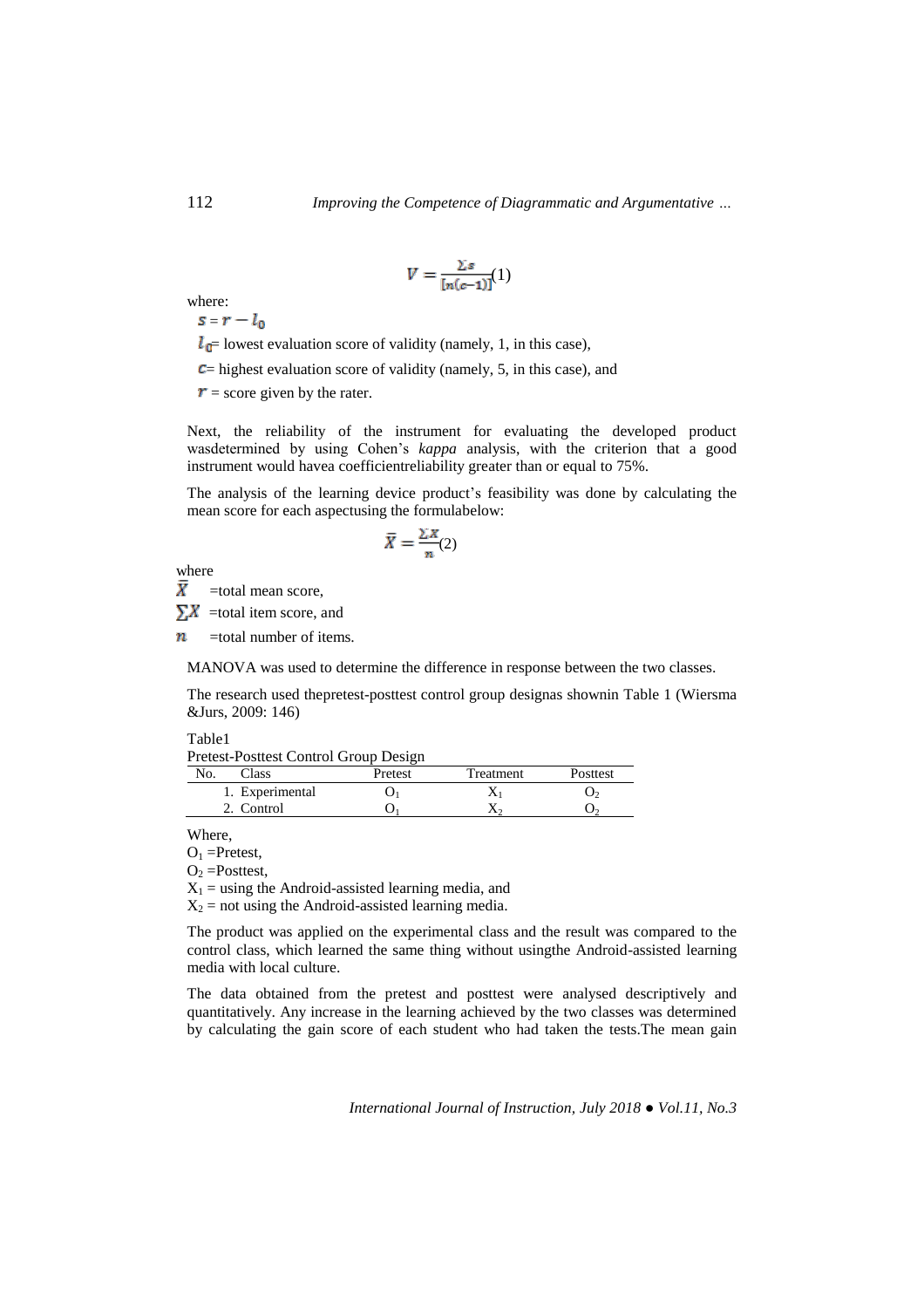$$V = \frac{\sum s}{[n(c-1)]} \quad (1)$$

where:

$s = r - l_0$

$l_0$= lowest evaluation score of validity (namely, 1, in this case),

$c$= highest evaluation score of validity (namely, 5, in this case), and

$r$ = score given by the rater.

Next, the reliability of the instrument for evaluating the developed product wasdetermined by using Cohen's *kappa* analysis, with the criterion that a good instrument would havea coefficientreliability greater than or equal to 75%.

The analysis of the learning device product's feasibility was done by calculating the mean score for each aspectusing the formulabelow:

$$\bar{X} = \frac{\sum X}{n} \quad (2)$$

where

$\bar{X}$ =total mean score,

$\sum X$ =total item score, and

$n$ =total number of items.

MANOVA was used to determine the difference in response between the two classes.

The research used thepretest-posttest control group designas shownin Table 1 (Wiersma &Jurs, 2009: 146)

Table1

Pretest-Posttest Control Group Design

| No. | Class | Pretest | Treatment | Posttest |
|---|---|---|---|---|
| 1. | Experimental | $O_1$ | $X_1$ | $O_2$ |
| 2. | Control | $O_1$ | $X_2$ | $O_2$ |

Where,

$O_1$ =Pretest,

$O_2$ =Posttest,

$X_1$ = using the Android-assisted learning media, and

$X_2$ = not using the Android-assisted learning media.

The product was applied on the experimental class and the result was compared to the control class, which learned the same thing without usingthe Android-assisted learning media with local culture.

The data obtained from the pretest and posttest were analysed descriptively and quantitatively. Any increase in the learning achieved by the two classes was determined by calculating the gain score of each student who had taken the tests.The mean gain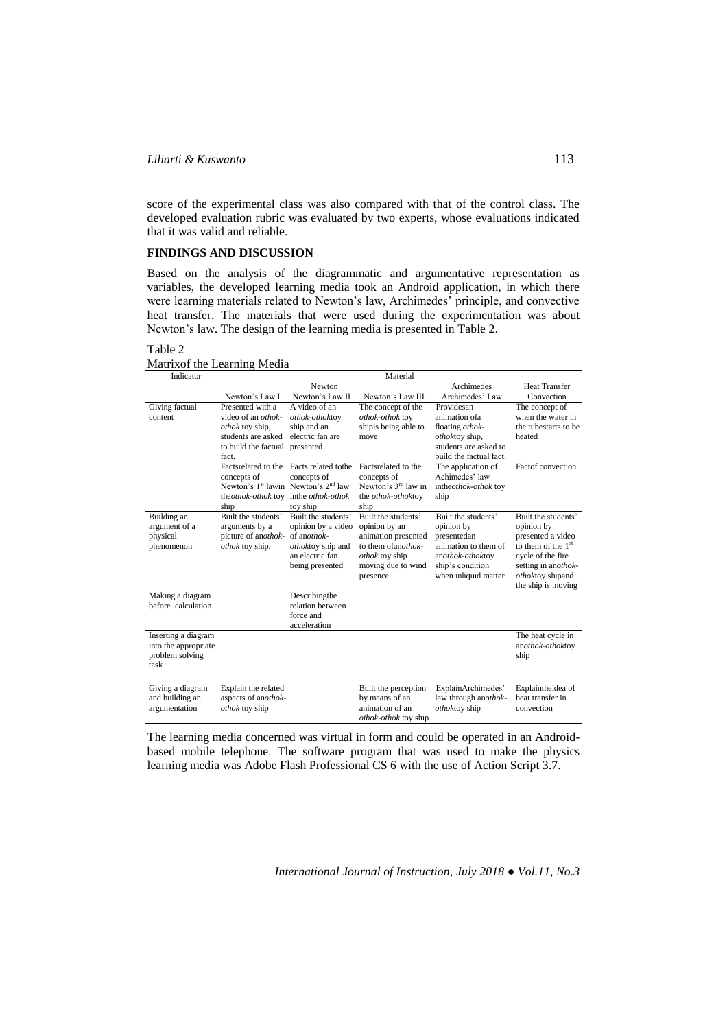score of the experimental class was also compared with that of the control class. The developed evaluation rubric was evaluated by two experts, whose evaluations indicated that it was valid and reliable.

## FINDINGS AND DISCUSSION

Based on the analysis of the diagrammatic and argumentative representation as variables, the developed learning media took an Android application, in which there were learning materials related to Newton's law, Archimedes' principle, and convective heat transfer. The materials that were used during the experimentation was about Newton's law. The design of the learning media is presented in Table 2.

Table 2
Matrixof the Learning Media

| Indicator | Material | | | | |
|---|---|---|---|---|---|
| | Newton | | | Archimedes | Heat Transfer |
| | Newton's Law I | Newton's Law II | Newton's Law III | Archimedes' Law | Convection |
| Giving factual content | Presented with a video of an *othok-othok* toy ship, students are asked to build the factual fact. | A video of an *othok-othok*toy ship and an electric fan are presented | The concept of the *othok-othok* toy shipis being able to move | Providesan animation ofa floating *othok-othok*toy ship, students are asked to build the factual fact. | The concept of when the water in the tubestarts to be heated |
| | Factsrelated to the concepts of Newton's 1st lawin the*othok-othok* toy ship | Facts related tothe concepts of Newton's 2nd law inthe *othok-othok* toy ship | Factsrelated to the concepts of Newton's 3rd law in the *othok-othok*toy ship | The application of Achimedes' law inthe*othok-othok* toy ship | Factof convection |
| Building an argument of a physical phenomenon | Built the students' arguments by a picture of an*othok-othok* toy ship. | Built the students' opinion by a video of an*othok-othok*toy ship and an electric fan being presented | Built the students' opinion by an animation presented to them ofan*othok-othok* toy ship moving due to wind presence | Built the students' opinion by presentedan animation to them of an*othok-othok*toy ship's condition when inliquid matter | Built the students' opinion by presented a video to them of the 1st cycle of the fire setting in an*othok-othok*toy shipand the ship is moving |
| Making a diagram before calculation | | Describingthe relation between force and acceleration | | | |
| Inserting a diagram into the appropriate problem solving task | | | | | The heat cycle in an*othok-othok*toy ship |
| Giving a diagram and building an argumentation | Explain the related aspects of an*othok-othok* toy ship | | Built the perception by means of an animation of an *othok-othok* toy ship | ExplainArchimedes' law through an*othok-othok*toy ship | Explaintheidea of heat transfer in convection |

The learning media concerned was virtual in form and could be operated in an Android-based mobile telephone. The software program that was used to make the physics learning media was Adobe Flash Professional CS 6 with the use of Action Script 3.7.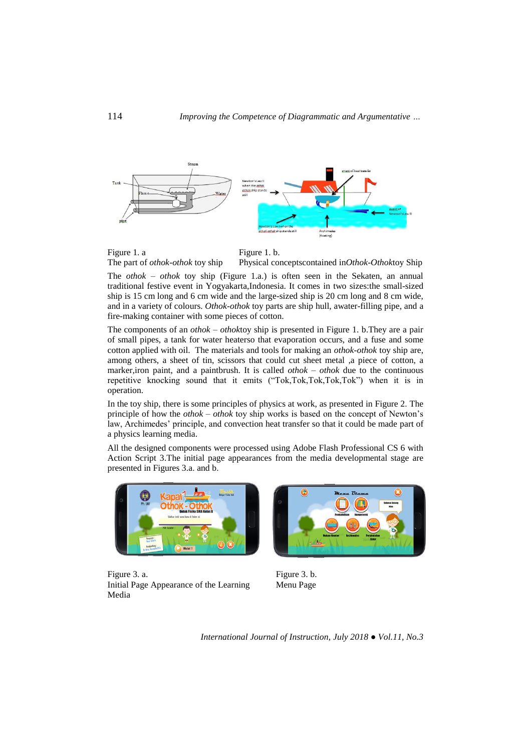Figure 1. a

The part of *othok-othok* toy ship

Figure 1. b.

Physical conceptscontained in*Othok-Othok*toy Ship

The *othok* – *othok* toy ship (Figure 1.a.) is often seen in the Sekaten, an annual traditional festive event in Yogyakarta,Indonesia. It comes in two sizes:the small-sized ship is 15 cm long and 6 cm wide and the large-sized ship is 20 cm long and 8 cm wide, and in a variety of colours. *Othok-othok* toy parts are ship hull, awater-filling pipe, and a fire-making container with some pieces of cotton.

The components of an *othok* – *othok*toy ship is presented in Figure 1. b.They are a pair of small pipes, a tank for water heaterso that evaporation occurs, and a fuse and some cotton applied with oil. The materials and tools for making an *othok-othok* toy ship are, among others, a sheet of tin, scissors that could cut sheet metal ,a piece of cotton, a marker,iron paint, and a paintbrush. It is called *othok* – *othok* due to the continuous repetitive knocking sound that it emits ("Tok,Tok,Tok,Tok,Tok") when it is in operation.

In the toy ship, there is some principles of physics at work, as presented in Figure 2. The principle of how the *othok* – *othok* toy ship works is based on the concept of Newton's law, Archimedes' principle, and convection heat transfer so that it could be made part of a physics learning media.

All the designed components were processed using Adobe Flash Professional CS 6 with Action Script 3.The initial page appearances from the media developmental stage are presented in Figures 3.a. and b.

Figure 3. a.

Initial Page Appearance of the Learning Media

Figure 3. b.

Menu Page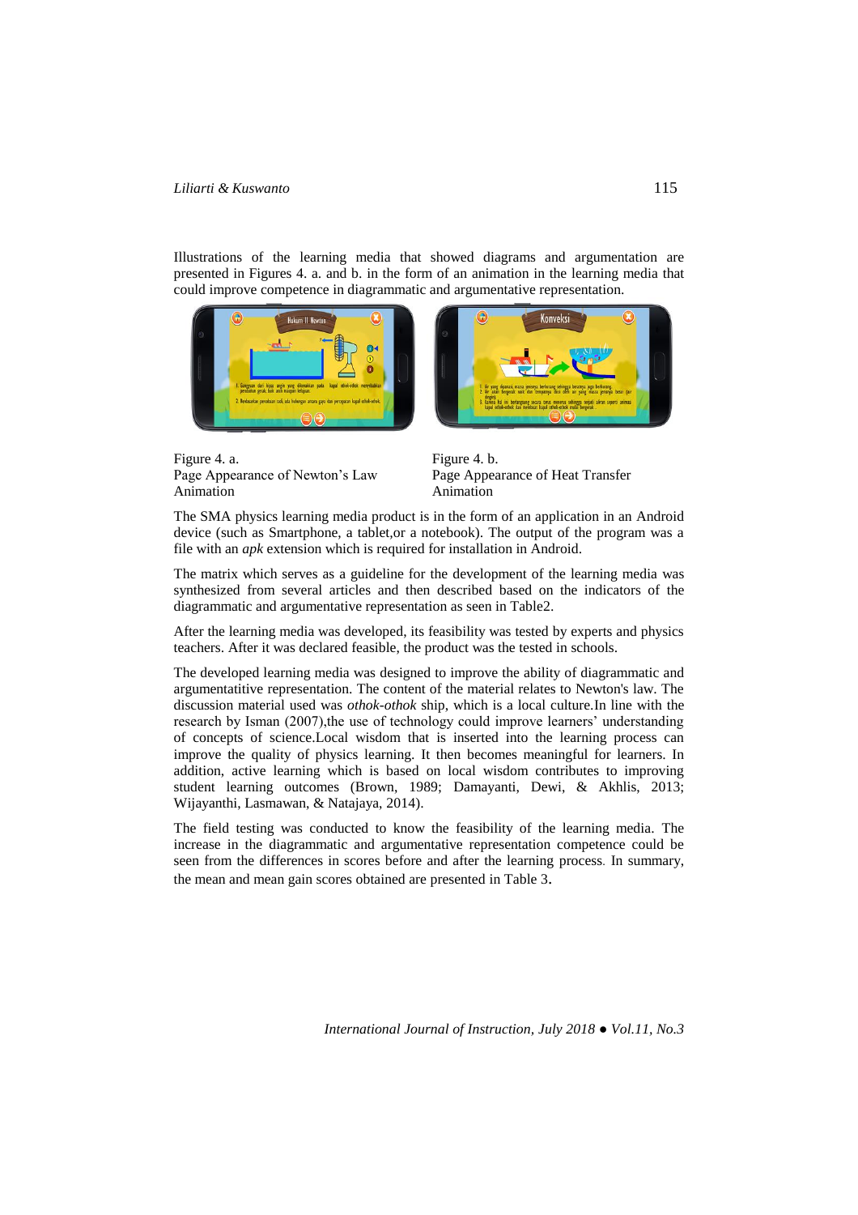Illustrations of the learning media that showed diagrams and argumentation are presented in Figures 4. a. and b. in the form of an animation in the learning media that could improve competence in diagrammatic and argumentative representation.

Figure 4. a.
Page Appearance of Newton's Law Animation

Figure 4. b.
Page Appearance of Heat Transfer Animation

The SMA physics learning media product is in the form of an application in an Android device (such as Smartphone, a tablet,or a notebook). The output of the program was a file with an *apk* extension which is required for installation in Android.

The matrix which serves as a guideline for the development of the learning media was synthesized from several articles and then described based on the indicators of the diagrammatic and argumentative representation as seen in Table2.

After the learning media was developed, its feasibility was tested by experts and physics teachers. After it was declared feasible, the product was the tested in schools.

The developed learning media was designed to improve the ability of diagrammatic and argumentatitive representation. The content of the material relates to Newton's law. The discussion material used was *othok-othok* ship, which is a local culture.In line with the research by Isman (2007),the use of technology could improve learners' understanding of concepts of science.Local wisdom that is inserted into the learning process can improve the quality of physics learning. It then becomes meaningful for learners. In addition, active learning which is based on local wisdom contributes to improving student learning outcomes (Brown, 1989; Damayanti, Dewi, & Akhlis, 2013; Wijayanthi, Lasmawan, & Natajaya, 2014).

The field testing was conducted to know the feasibility of the learning media. The increase in the diagrammatic and argumentative representation competence could be seen from the differences in scores before and after the learning process. In summary, the mean and mean gain scores obtained are presented in Table 3.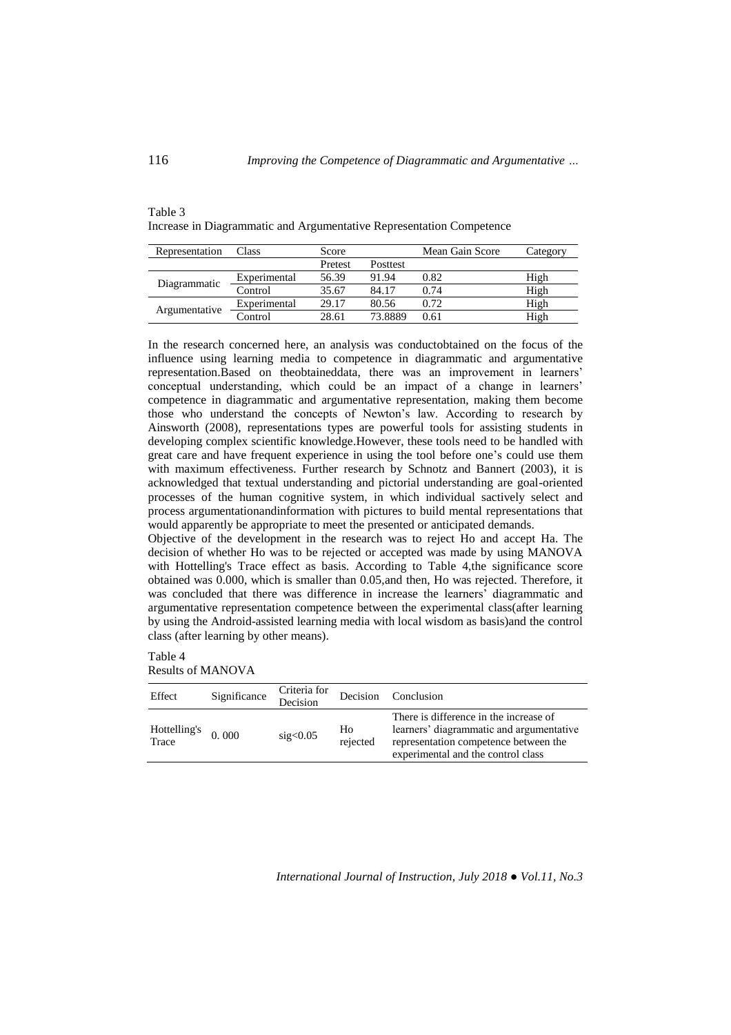Table 3
Increase in Diagrammatic and Argumentative Representation Competence

| Representation | Class | Score | | Mean Gain Score | Category |
|---|---|---|---|---|---|
| | | Pretest | Posttest | | |
| Diagrammatic | Experimental | 56.39 | 91.94 | 0.82 | High |
| | Control | 35.67 | 84.17 | 0.74 | High |
| Argumentative | Experimental | 29.17 | 80.56 | 0.72 | High |
| | Control | 28.61 | 73.8889 | 0.61 | High |

In the research concerned here, an analysis was conductobtained on the focus of the influence using learning media to competence in diagrammatic and argumentative representation.Based on theobtaineddata, there was an improvement in learners' conceptual understanding, which could be an impact of a change in learners' competence in diagrammatic and argumentative representation, making them become those who understand the concepts of Newton's law. According to research by Ainsworth (2008), representations types are powerful tools for assisting students in developing complex scientific knowledge.However, these tools need to be handled with great care and have frequent experience in using the tool before one's could use them with maximum effectiveness. Further research by Schnotz and Bannert (2003), it is acknowledged that textual understanding and pictorial understanding are goal-oriented processes of the human cognitive system, in which individual sactively select and process argumentationandinformation with pictures to build mental representations that would apparently be appropriate to meet the presented or anticipated demands.

Objective of the development in the research was to reject Ho and accept Ha. The decision of whether Ho was to be rejected or accepted was made by using MANOVA with Hottelling's Trace effect as basis. According to Table 4,the significance score obtained was 0.000, which is smaller than 0.05,and then, Ho was rejected. Therefore, it was concluded that there was difference in increase the learners' diagrammatic and argumentative representation competence between the experimental class(after learning by using the Android-assisted learning media with local wisdom as basis)and the control class (after learning by other means).

Table 4
Results of MANOVA

| Effect | Significance | Criteria for Decision | Decision | Conclusion |
|---|---|---|---|---|
| Hottelling's Trace | 0. 000 | sig<0.05 | Ho rejected | There is difference in the increase of learners' diagrammatic and argumentative representation competence between the experimental and the control class |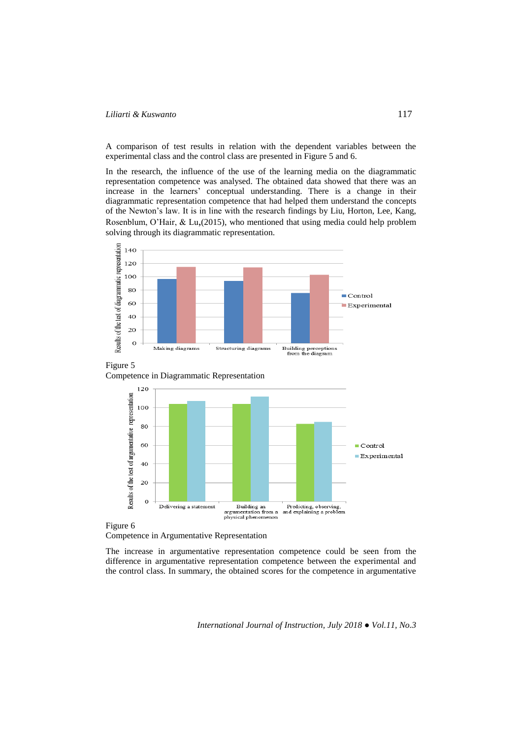A comparison of test results in relation with the dependent variables between the experimental class and the control class are presented in Figure 5 and 6.

In the research, the influence of the use of the learning media on the diagrammatic representation competence was analysed. The obtained data showed that there was an increase in the learners' conceptual understanding. There is a change in their diagrammatic representation competence that had helped them understand the concepts of the Newton's law. It is in line with the research findings by Liu, Horton, Lee, Kang, Rosenblum, O'Hair, & Lu,(2015), who mentioned that using media could help problem solving through its diagrammatic representation.

Figure 5
Competence in Diagrammatic Representation

Figure 6
Competence in Argumentative Representation

The increase in argumentative representation competence could be seen from the difference in argumentative representation competence between the experimental and the control class. In summary, the obtained scores for the competence in argumentative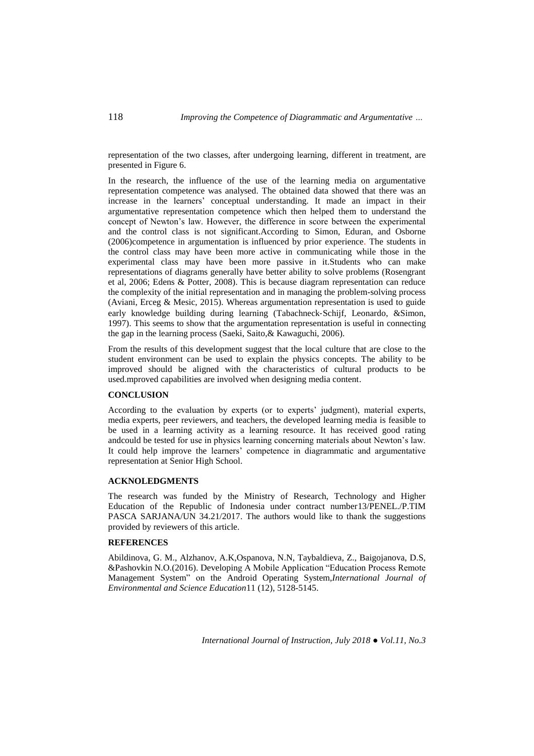representation of the two classes, after undergoing learning, different in treatment, are presented in Figure 6.

In the research, the influence of the use of the learning media on argumentative representation competence was analysed. The obtained data showed that there was an increase in the learners' conceptual understanding. It made an impact in their argumentative representation competence which then helped them to understand the concept of Newton's law. However, the difference in score between the experimental and the control class is not significant.According to Simon, Eduran, and Osborne (2006)competence in argumentation is influenced by prior experience. The students in the control class may have been more active in communicating while those in the experimental class may have been more passive in it.Students who can make representations of diagrams generally have better ability to solve problems (Rosengrant et al, 2006; Edens & Potter, 2008). This is because diagram representation can reduce the complexity of the initial representation and in managing the problem-solving process (Aviani, Erceg & Mesic, 2015). Whereas argumentation representation is used to guide early knowledge building during learning (Tabachneck-Schijf, Leonardo, &Simon, 1997). This seems to show that the argumentation representation is useful in connecting the gap in the learning process (Saeki, Saito,& Kawaguchi, 2006).

From the results of this development suggest that the local culture that are close to the student environment can be used to explain the physics concepts. The ability to be improved should be aligned with the characteristics of cultural products to be used.mproved capabilities are involved when designing media content.

## CONCLUSION

According to the evaluation by experts (or to experts' judgment), material experts, media experts, peer reviewers, and teachers, the developed learning media is feasible to be used in a learning activity as a learning resource. It has received good rating andcould be tested for use in physics learning concerning materials about Newton's law. It could help improve the learners' competence in diagrammatic and argumentative representation at Senior High School.

## ACKNOLEDGMENTS

The research was funded by the Ministry of Research, Technology and Higher Education of the Republic of Indonesia under contract number13/PENEL./P.TIM PASCA SARJANA/UN 34.21/2017. The authors would like to thank the suggestions provided by reviewers of this article.

## REFERENCES

Abildinova, G. M., Alzhanov, A.K,Ospanova, N.N, Taybaldieva, Z., Baigojanova, D.S, &Pashovkin N.O.(2016). Developing A Mobile Application "Education Process Remote Management System" on the Android Operating System,*International Journal of Environmental and Science Education*11 (12), 5128-5145.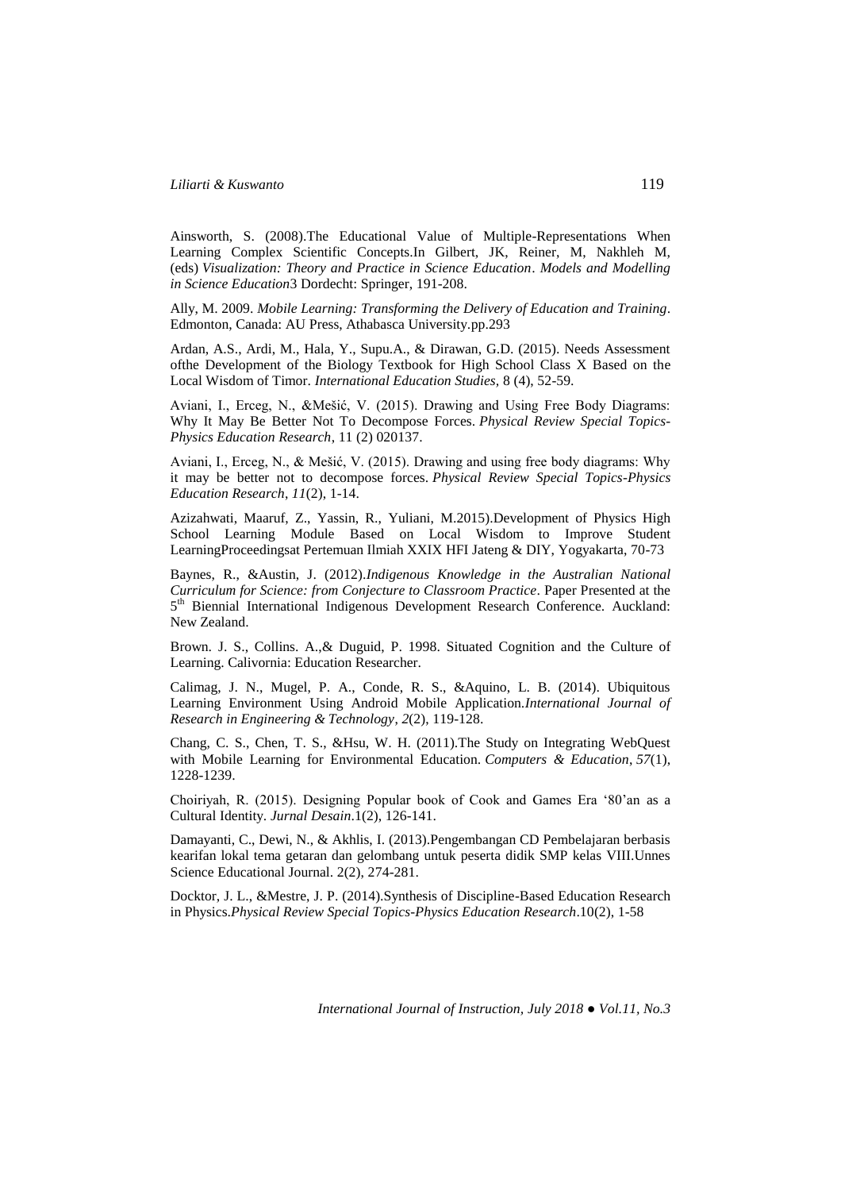Ainsworth, S. (2008).The Educational Value of Multiple-Representations When Learning Complex Scientific Concepts.In Gilbert, JK, Reiner, M, Nakhleh M, (eds) *Visualization: Theory and Practice in Science Education*. *Models and Modelling in Science Education*3 Dordecht: Springer, 191-208.

Ally, M. 2009. *Mobile Learning: Transforming the Delivery of Education and Training*. Edmonton, Canada: AU Press, Athabasca University.pp.293

Ardan, A.S., Ardi, M., Hala, Y., Supu.A., & Dirawan, G.D. (2015). Needs Assessment ofthe Development of the Biology Textbook for High School Class X Based on the Local Wisdom of Timor. *International Education Studies*, 8 (4), 52-59.

Aviani, I., Erceg, N., &Mešić, V. (2015). Drawing and Using Free Body Diagrams: Why It May Be Better Not To Decompose Forces. *Physical Review Special Topics-Physics Education Research*, 11 (2) 020137.

Aviani, I., Erceg, N., & Mešić, V. (2015). Drawing and using free body diagrams: Why it may be better not to decompose forces. *Physical Review Special Topics-Physics Education Research*, *11*(2), 1-14.

Azizahwati, Maaruf, Z., Yassin, R., Yuliani, M.2015).Development of Physics High School Learning Module Based on Local Wisdom to Improve Student LearningProceedingsat Pertemuan Ilmiah XXIX HFI Jateng & DIY, Yogyakarta, 70-73

Baynes, R., &Austin, J. (2012).*Indigenous Knowledge in the Australian National Curriculum for Science: from Conjecture to Classroom Practice*. Paper Presented at the 5th Biennial International Indigenous Development Research Conference. Auckland: New Zealand.

Brown. J. S., Collins. A.,& Duguid, P. 1998. Situated Cognition and the Culture of Learning. Calivornia: Education Researcher.

Calimag, J. N., Mugel, P. A., Conde, R. S., &Aquino, L. B. (2014). Ubiquitous Learning Environment Using Android Mobile Application.*International Journal of Research in Engineering & Technology*, *2*(2), 119-128.

Chang, C. S., Chen, T. S., &Hsu, W. H. (2011).The Study on Integrating WebQuest with Mobile Learning for Environmental Education. *Computers & Education*, *57*(1), 1228-1239.

Choiriyah, R. (2015). Designing Popular book of Cook and Games Era '80'an as a Cultural Identity. *Jurnal Desain*.1(2), 126-141.

Damayanti, C., Dewi, N., & Akhlis, I. (2013).Pengembangan CD Pembelajaran berbasis kearifan lokal tema getaran dan gelombang untuk peserta didik SMP kelas VIII.Unnes Science Educational Journal. 2(2), 274-281.

Docktor, J. L., &Mestre, J. P. (2014).Synthesis of Discipline-Based Education Research in Physics.*Physical Review Special Topics-Physics Education Research*.10(2), 1-58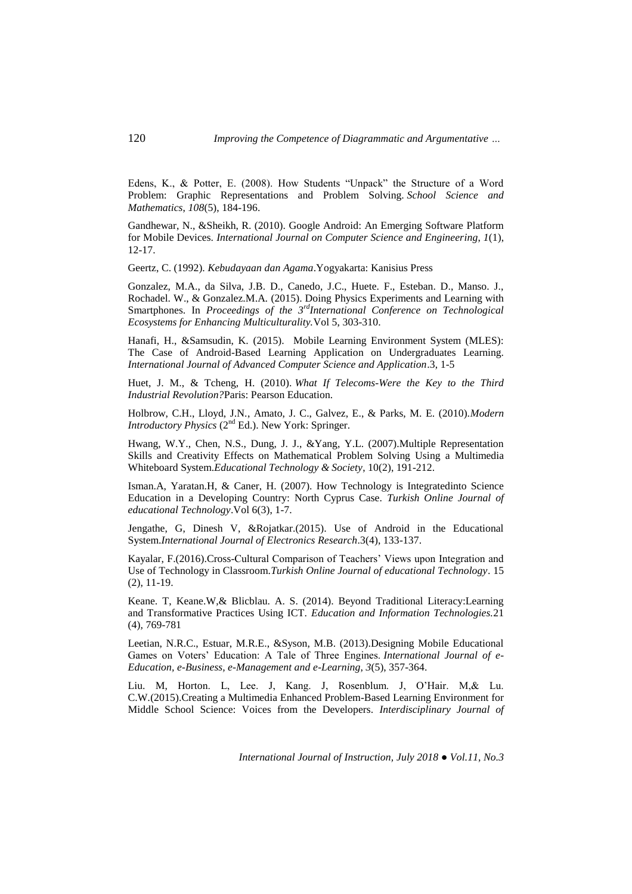Edens, K., & Potter, E. (2008). How Students "Unpack" the Structure of a Word Problem: Graphic Representations and Problem Solving. *School Science and Mathematics, 108*(5), 184-196.

Gandhewar, N., &Sheikh, R. (2010). Google Android: An Emerging Software Platform for Mobile Devices. *International Journal on Computer Science and Engineering, 1*(1), 12-17.

Geertz, C. (1992). *Kebudayaan dan Agama*.Yogyakarta: Kanisius Press

Gonzalez, M.A., da Silva, J.B. D., Canedo, J.C., Huete. F., Esteban. D., Manso. J., Rochadel. W., & Gonzalez.M.A. (2015). Doing Physics Experiments and Learning with Smartphones. In *Proceedings of the 3rdInternational Conference on Technological Ecosystems for Enhancing Multiculturality.*Vol 5, 303-310.

Hanafi, H., &Samsudin, K. (2015). Mobile Learning Environment System (MLES): The Case of Android-Based Learning Application on Undergraduates Learning. *International Journal of Advanced Computer Science and Application*.3, 1-5

Huet, J. M., & Tcheng, H. (2010). *What If Telecoms-Were the Key to the Third Industrial Revolution?*Paris: Pearson Education.

Holbrow, C.H., Lloyd, J.N., Amato, J. C., Galvez, E., & Parks, M. E. (2010).*Modern Introductory Physics* (2nd Ed.). New York: Springer.

Hwang, W.Y., Chen, N.S., Dung, J. J., &Yang, Y.L. (2007).Multiple Representation Skills and Creativity Effects on Mathematical Problem Solving Using a Multimedia Whiteboard System.*Educational Technology & Society*, 10(2), 191-212.

Isman.A, Yaratan.H, & Caner, H. (2007). How Technology is Integratedinto Science Education in a Developing Country: North Cyprus Case. *Turkish Online Journal of educational Technology*.Vol 6(3), 1-7.

Jengathe, G, Dinesh V, &Rojatkar.(2015). Use of Android in the Educational System.*International Journal of Electronics Research*.3(4), 133-137.

Kayalar, F.(2016).Cross-Cultural Comparison of Teachers' Views upon Integration and Use of Technology in Classroom.*Turkish Online Journal of educational Technology*. 15 (2), 11-19.

Keane. T, Keane.W,& Blicblau. A. S. (2014). Beyond Traditional Literacy:Learning and Transformative Practices Using ICT. *Education and Information Technologies.*21 (4), 769-781

Leetian, N.R.C., Estuar, M.R.E., &Syson, M.B. (2013).Designing Mobile Educational Games on Voters' Education: A Tale of Three Engines. *International Journal of e-Education, e-Business, e-Management and e-Learning, 3*(5), 357-364.

Liu. M, Horton. L, Lee. J, Kang. J, Rosenblum. J, O'Hair. M,& Lu. C.W.(2015).Creating a Multimedia Enhanced Problem-Based Learning Environment for Middle School Science: Voices from the Developers. *Interdisciplinary Journal of*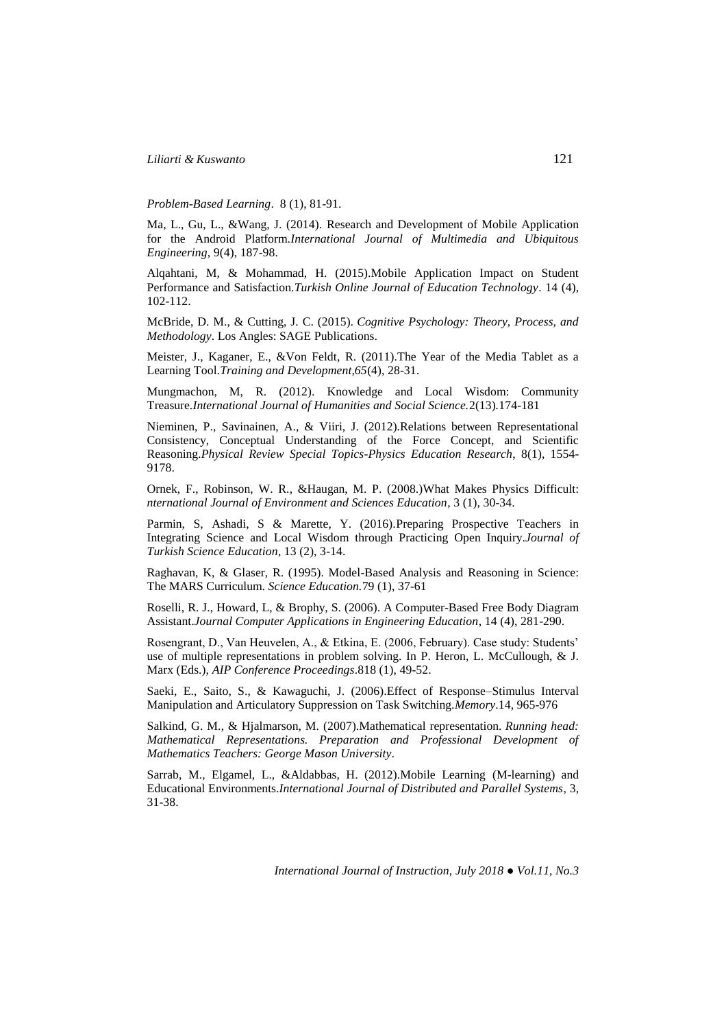*Problem-Based Learning*. 8 (1), 81-91.

Ma, L., Gu, L., &Wang, J. (2014). Research and Development of Mobile Application for the Android Platform.*International Journal of Multimedia and Ubiquitous Engineering*, 9(4), 187-98.

Alqahtani, M, & Mohammad, H. (2015).Mobile Application Impact on Student Performance and Satisfaction.*Turkish Online Journal of Education Technology*. 14 (4), 102-112.

McBride, D. M., & Cutting, J. C. (2015). *Cognitive Psychology: Theory, Process, and Methodology*. Los Angles: SAGE Publications.

Meister, J., Kaganer, E., &Von Feldt, R. (2011).The Year of the Media Tablet as a Learning Tool.*Training and Development,65*(4), 28-31.

Mungmachon, M, R. (2012). Knowledge and Local Wisdom: Community Treasure.*International Journal of Humanities and Social Science.*2(13).174-181

Nieminen, P., Savinainen, A., & Viiri, J. (2012).Relations between Representational Consistency, Conceptual Understanding of the Force Concept, and Scientific Reasoning.*Physical Review Special Topics-Physics Education Research*, 8(1), 1554-9178.

Ornek, F., Robinson, W. R., &Haugan, M. P. (2008.)What Makes Physics Difficult: *nternational Journal of Environment and Sciences Education*, 3 (1), 30-34.

Parmin, S, Ashadi, S & Marette, Y. (2016).Preparing Prospective Teachers in Integrating Science and Local Wisdom through Practicing Open Inquiry.*Journal of Turkish Science Education*, 13 (2), 3-14.

Raghavan, K, & Glaser, R. (1995). Model-Based Analysis and Reasoning in Science: The MARS Curriculum. *Science Education.*79 (1), 37-61

Roselli, R. J., Howard, L, & Brophy, S. (2006). A Computer-Based Free Body Diagram Assistant.*Journal Computer Applications in Engineering Education*, 14 (4), 281-290.

Rosengrant, D., Van Heuvelen, A., & Etkina, E. (2006, February). Case study: Students' use of multiple representations in problem solving. In P. Heron, L. McCullough, & J. Marx (Eds.), *AIP Conference Proceedings*.818 (1), 49-52.

Saeki, E., Saito, S., & Kawaguchi, J. (2006).Effect of Response–Stimulus Interval Manipulation and Articulatory Suppression on Task Switching.*Memory*.14, 965-976

Salkind, G. M., & Hjalmarson, M. (2007).Mathematical representation. *Running head: Mathematical Representations. Preparation and Professional Development of Mathematics Teachers: George Mason University*.

Sarrab, M., Elgamel, L., &Aldabbas, H. (2012).Mobile Learning (M-learning) and Educational Environments.*International Journal of Distributed and Parallel Systems*, 3, 31-38.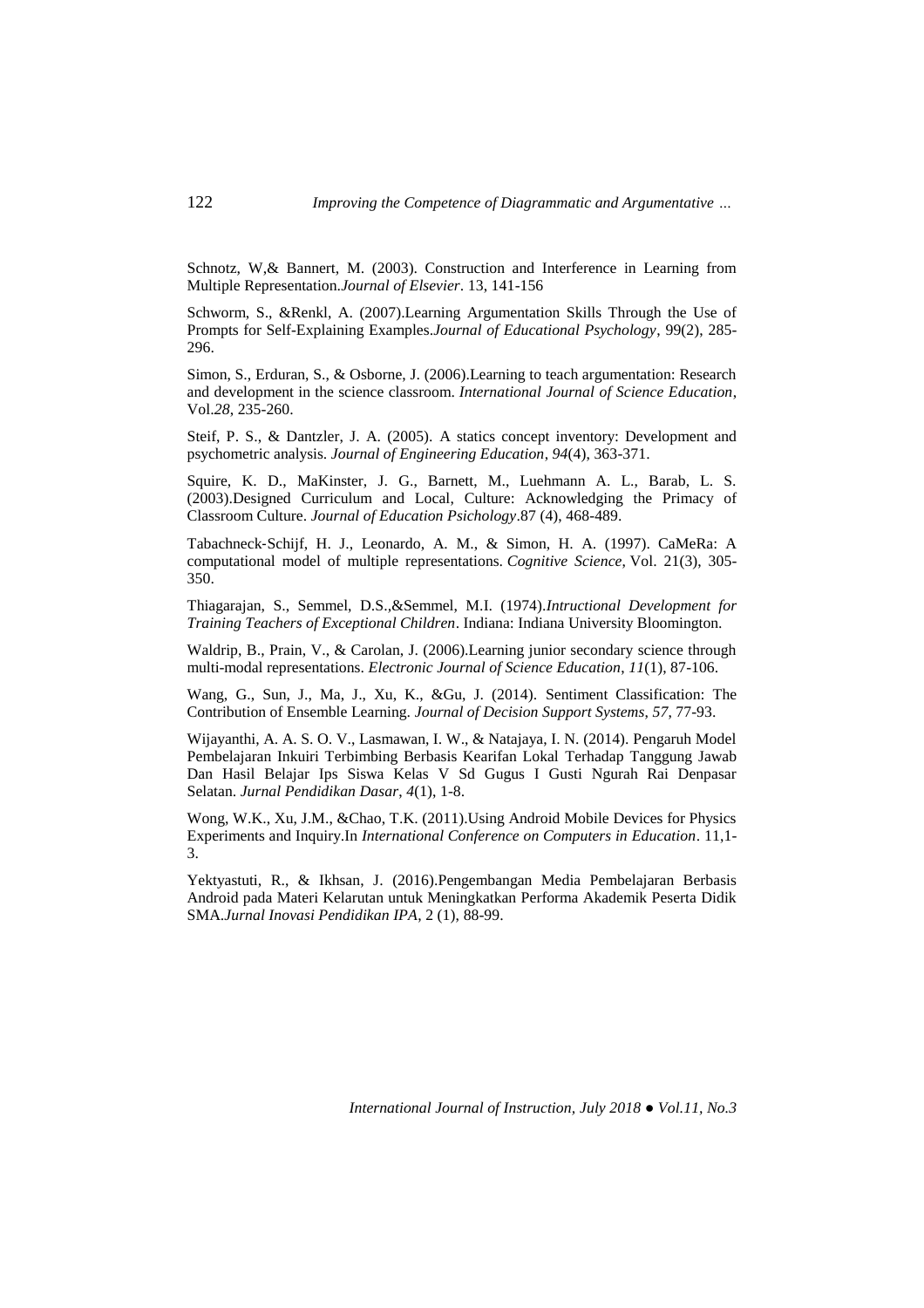Schnotz, W,& Bannert, M. (2003). Construction and Interference in Learning from Multiple Representation.*Journal of Elsevier*. 13, 141-156

Schworm, S., &Renkl, A. (2007).Learning Argumentation Skills Through the Use of Prompts for Self-Explaining Examples.*Journal of Educational Psychology*, 99(2), 285-296.

Simon, S., Erduran, S., & Osborne, J. (2006).Learning to teach argumentation: Research and development in the science classroom. *International Journal of Science Education*, Vol.*28*, 235-260.

Steif, P. S., & Dantzler, J. A. (2005). A statics concept inventory: Development and psychometric analysis. *Journal of Engineering Education*, *94*(4), 363-371.

Squire, K. D., MaKinster, J. G., Barnett, M., Luehmann A. L., Barab, L. S. (2003).Designed Curriculum and Local, Culture: Acknowledging the Primacy of Classroom Culture. *Journal of Education Psichology*.87 (4), 468-489.

Tabachneck‐Schijf, H. J., Leonardo, A. M., & Simon, H. A. (1997). CaMeRa: A computational model of multiple representations. *Cognitive Science*, Vol. 21(3), 305-350.

Thiagarajan, S., Semmel, D.S.,&Semmel, M.I. (1974).*Intructional Development for Training Teachers of Exceptional Children*. Indiana: Indiana University Bloomington.

Waldrip, B., Prain, V., & Carolan, J. (2006).Learning junior secondary science through multi-modal representations. *Electronic Journal of Science Education*, *11*(1), 87-106.

Wang, G., Sun, J., Ma, J., Xu, K., &Gu, J. (2014). Sentiment Classification: The Contribution of Ensemble Learning. *Journal of Decision Support Systems*, *57*, 77-93.

Wijayanthi, A. A. S. O. V., Lasmawan, I. W., & Natajaya, I. N. (2014). Pengaruh Model Pembelajaran Inkuiri Terbimbing Berbasis Kearifan Lokal Terhadap Tanggung Jawab Dan Hasil Belajar Ips Siswa Kelas V Sd Gugus I Gusti Ngurah Rai Denpasar Selatan. *Jurnal Pendidikan Dasar*, *4*(1), 1-8.

Wong, W.K., Xu, J.M., &Chao, T.K. (2011).Using Android Mobile Devices for Physics Experiments and Inquiry.In *International Conference on Computers in Education*. 11,1-3.

Yektyastuti, R., & Ikhsan, J. (2016).Pengembangan Media Pembelajaran Berbasis Android pada Materi Kelarutan untuk Meningkatkan Performa Akademik Peserta Didik SMA.*Jurnal Inovasi Pendidikan IPA*, 2 (1), 88-99.